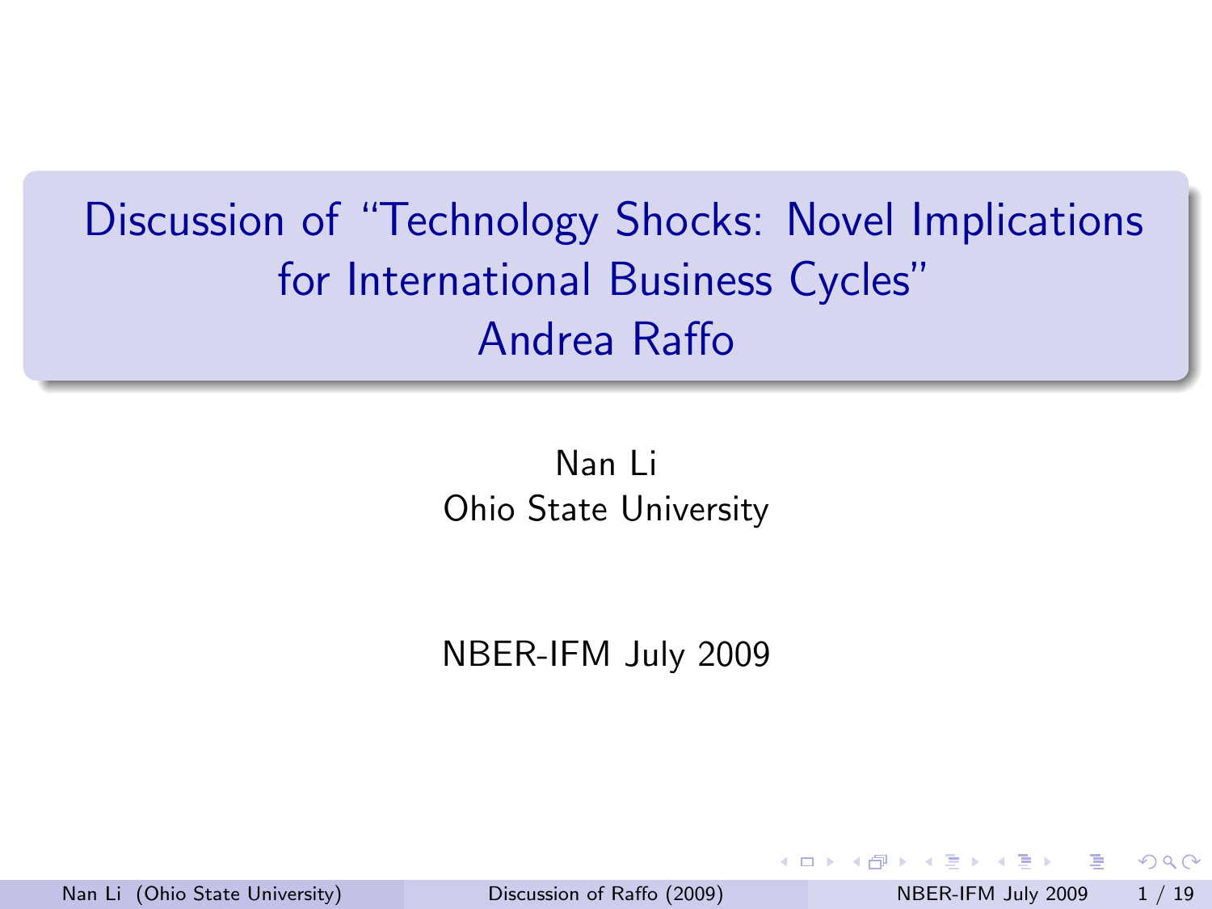# Discussion of "Technology Shocks: Novel Implications for International Business Cycles" Andrea Raffo

Nan Li
Ohio State University

NBER-IFM July 2009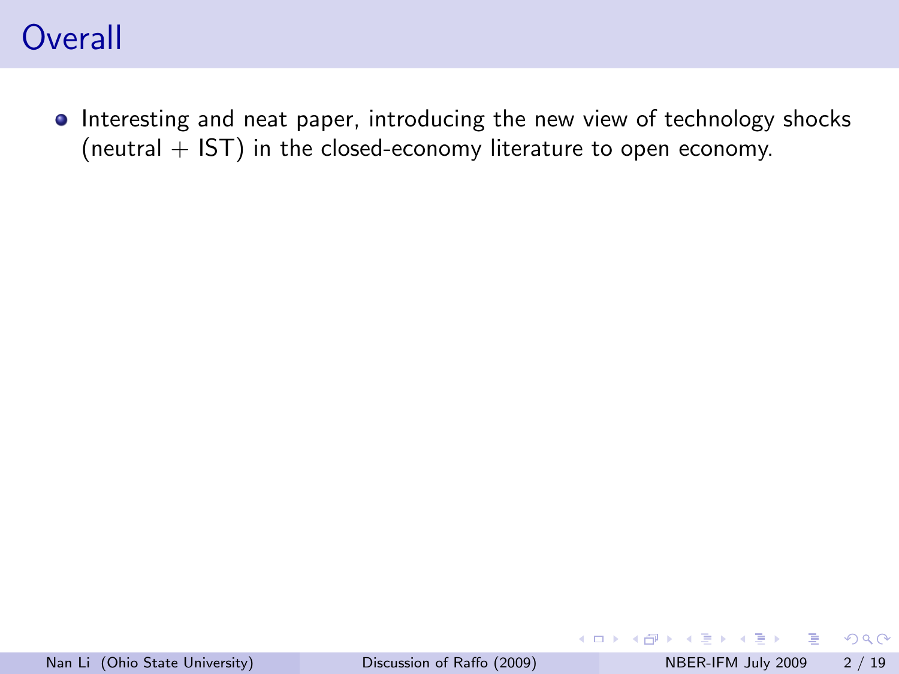# Overall

- Interesting and neat paper, introducing the new view of technology shocks (neutral + IST) in the closed-economy literature to open economy.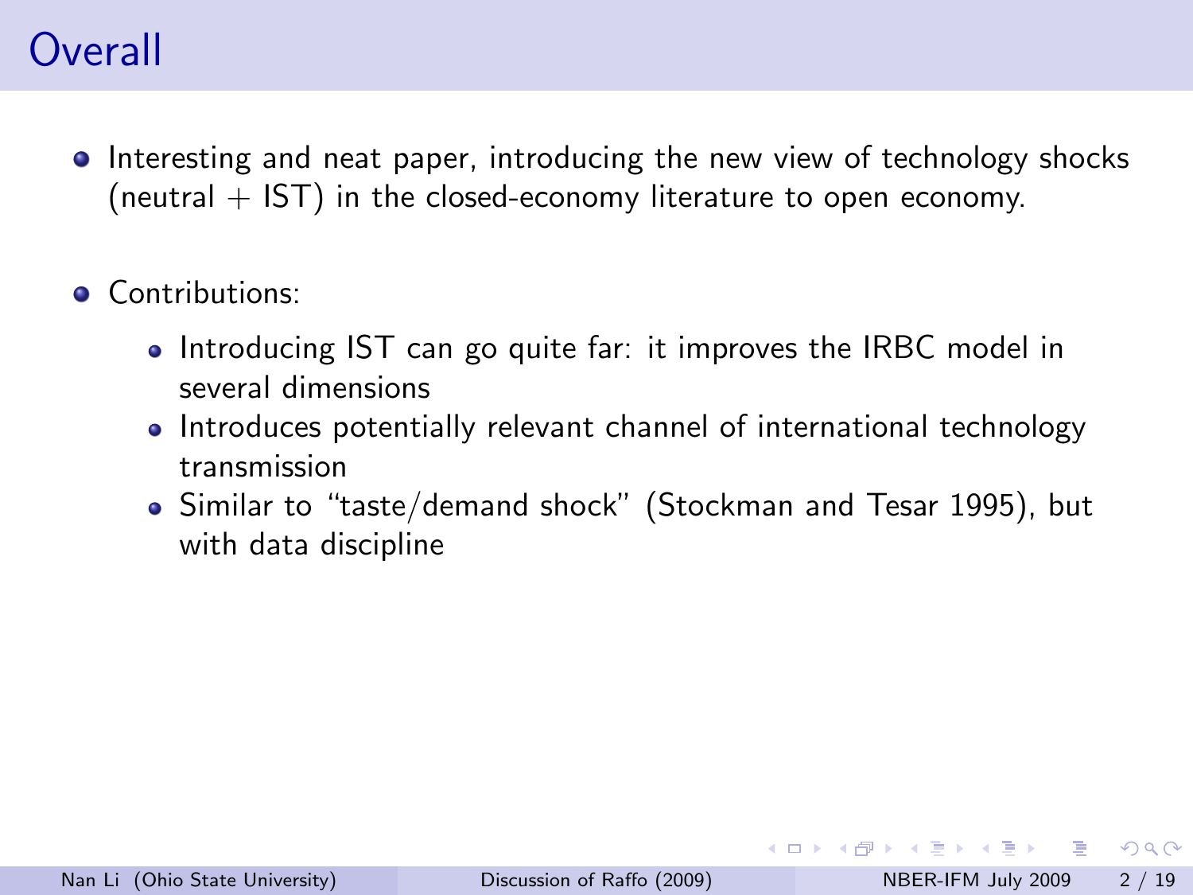# Overall

- Interesting and neat paper, introducing the new view of technology shocks (neutral + IST) in the closed-economy literature to open economy.

- Contributions:
  - Introducing IST can go quite far: it improves the IRBC model in several dimensions
  - Introduces potentially relevant channel of international technology transmission
  - Similar to "taste/demand shock" (Stockman and Tesar 1995), but with data discipline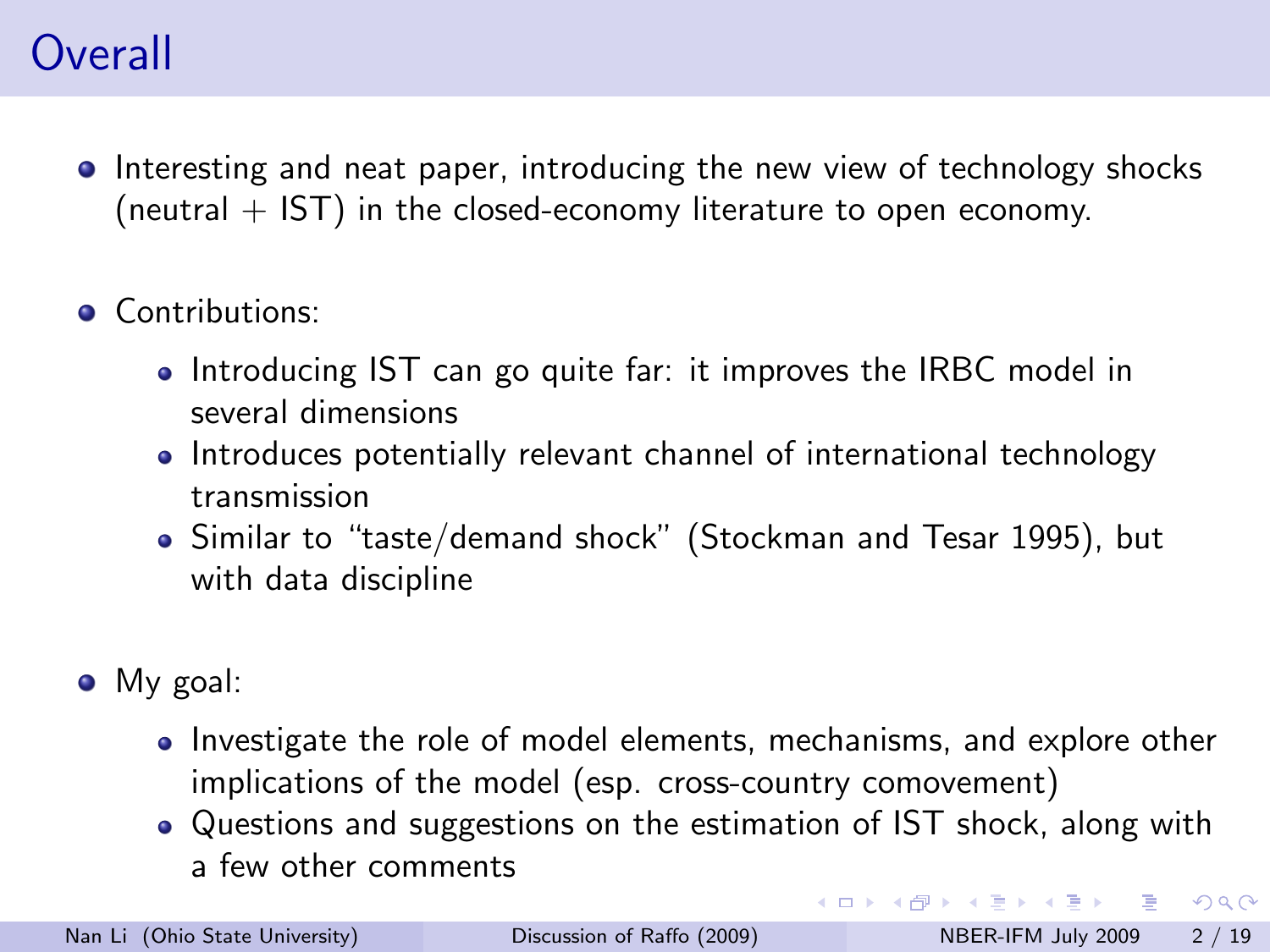# Overall

- Interesting and neat paper, introducing the new view of technology shocks (neutral + IST) in the closed-economy literature to open economy.
- Contributions:
  - Introducing IST can go quite far: it improves the IRBC model in several dimensions
  - Introduces potentially relevant channel of international technology transmission
  - Similar to "taste/demand shock" (Stockman and Tesar 1995), but with data discipline
- My goal:
  - Investigate the role of model elements, mechanisms, and explore other implications of the model (esp. cross-country comovement)
  - Questions and suggestions on the estimation of IST shock, along with a few other comments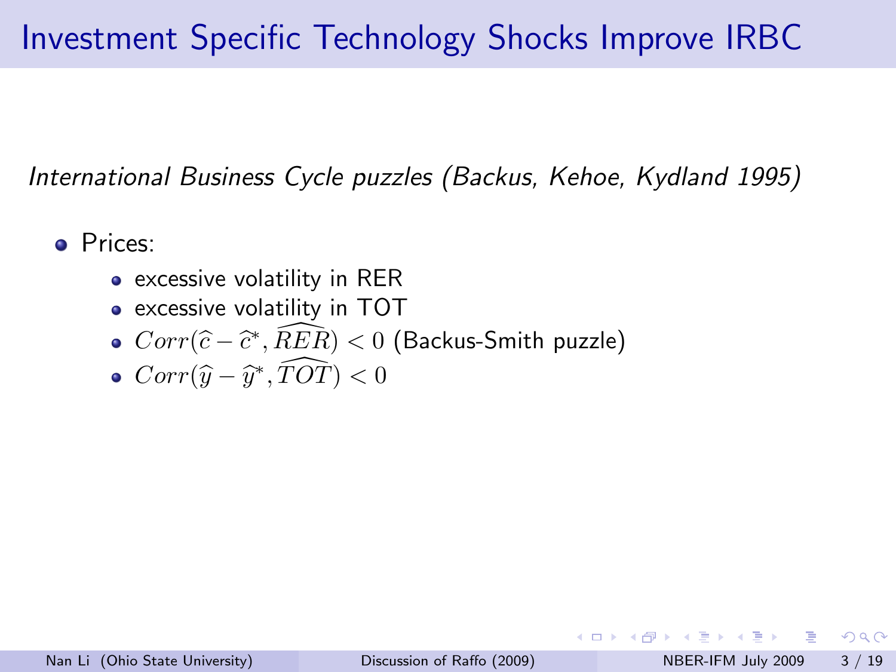# Investment Specific Technology Shocks Improve IRBC

*International Business Cycle puzzles (Backus, Kehoe, Kydland 1995)*

- Prices:
  - excessive volatility in RER
  - excessive volatility in TOT
  - $Corr(\widehat{c} - \widehat{c}^{*}, \widehat{RER}) < 0$ (Backus-Smith puzzle)
  - $Corr(\widehat{y} - \widehat{y}^{*}, \widehat{TOT}) < 0$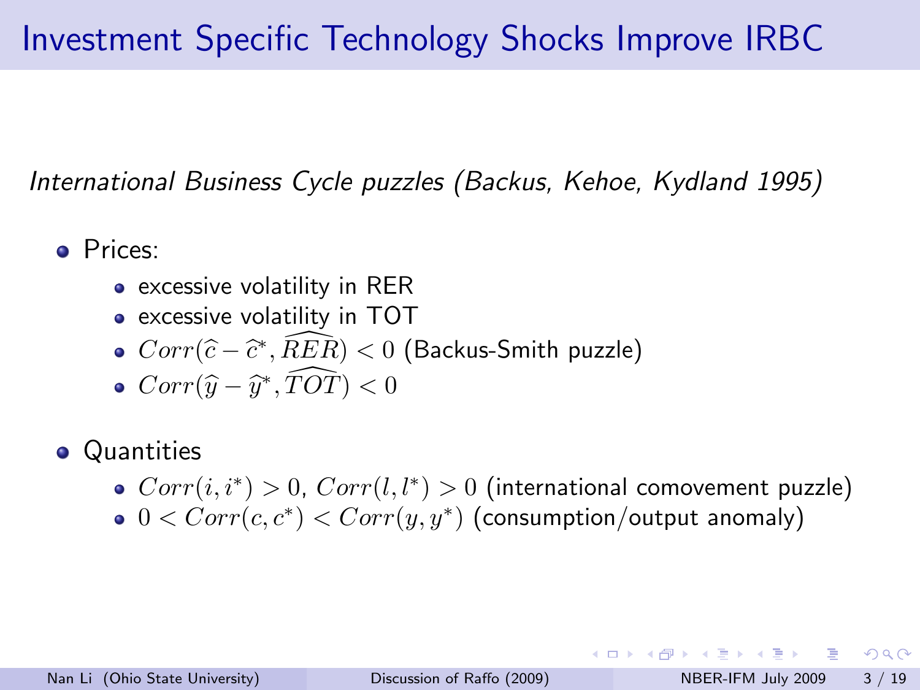# Investment Specific Technology Shocks Improve IRBC

*International Business Cycle puzzles (Backus, Kehoe, Kydland 1995)*

- Prices:
  - excessive volatility in RER
  - excessive volatility in TOT
  - $Corr(\widehat{c} - \widehat{c}^*, \widehat{RER}) < 0$ (Backus-Smith puzzle)
  - $Corr(\widehat{y} - \widehat{y}^*, \widehat{TOT}) < 0$
- Quantities
  - $Corr(i, i^*) > 0$, $Corr(l, l^*) > 0$ (international comovement puzzle)
  - $0 < Corr(c, c^*) < Corr(y, y^*)$ (consumption/output anomaly)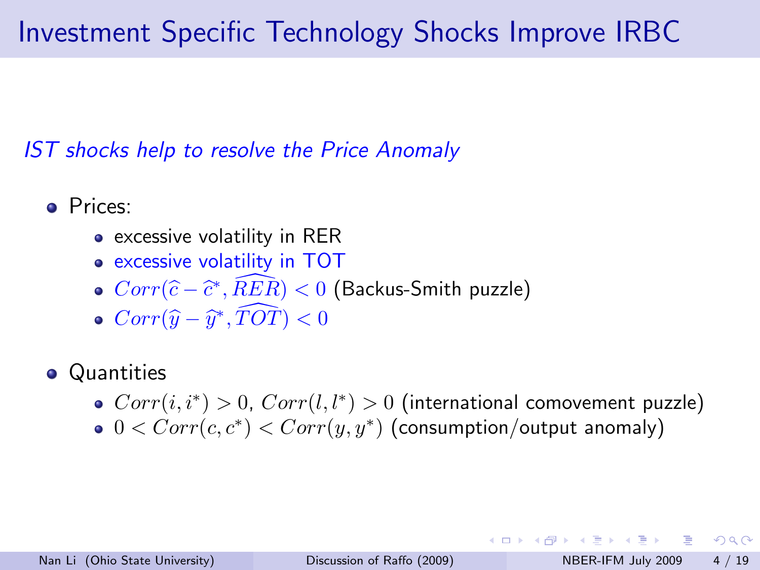# Investment Specific Technology Shocks Improve IRBC

*IST shocks help to resolve the Price Anomaly*

- Prices:
  - excessive volatility in RER
  - excessive volatility in TOT
  - $Corr(\widehat{c} - \widehat{c}^*, \widehat{RER}) < 0$ (Backus-Smith puzzle)
  - $Corr(\widehat{y} - \widehat{y}^*, \widehat{TOT}) < 0$

- Quantities
  - $Corr(i, i^*) > 0$, $Corr(l, l^*) > 0$ (international comovement puzzle)
  - $0 < Corr(c, c^*) < Corr(y, y^*)$ (consumption/output anomaly)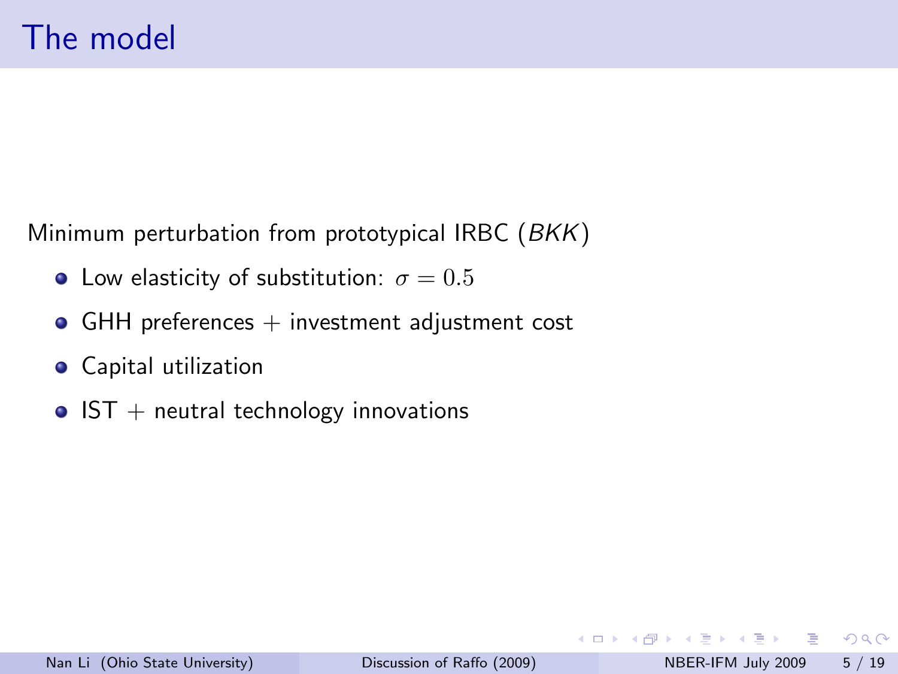# The model

Minimum perturbation from prototypical IRBC (*BKK*)

- Low elasticity of substitution: $\sigma = 0.5$
- GHH preferences + investment adjustment cost
- Capital utilization
- IST + neutral technology innovations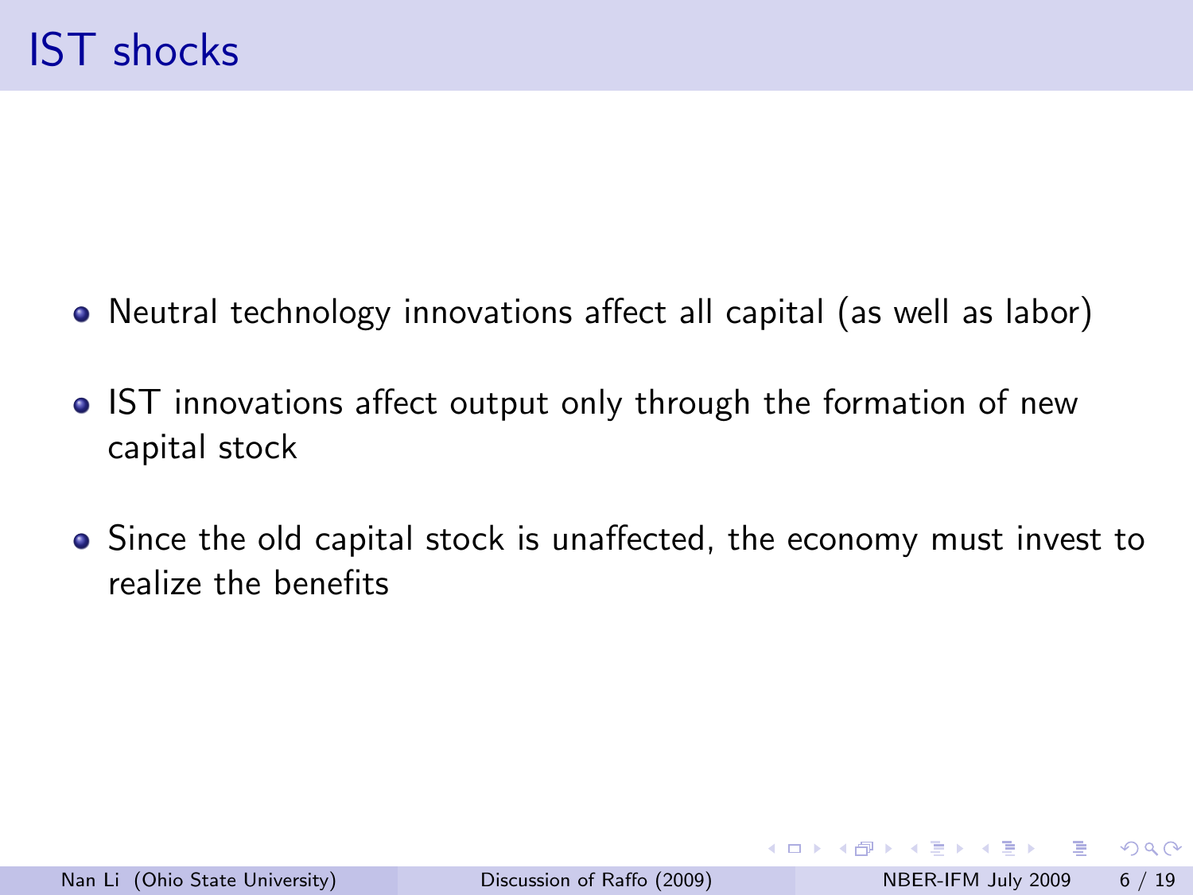# IST shocks

- Neutral technology innovations affect all capital (as well as labor)
- IST innovations affect output only through the formation of new capital stock
- Since the old capital stock is unaffected, the economy must invest to realize the benefits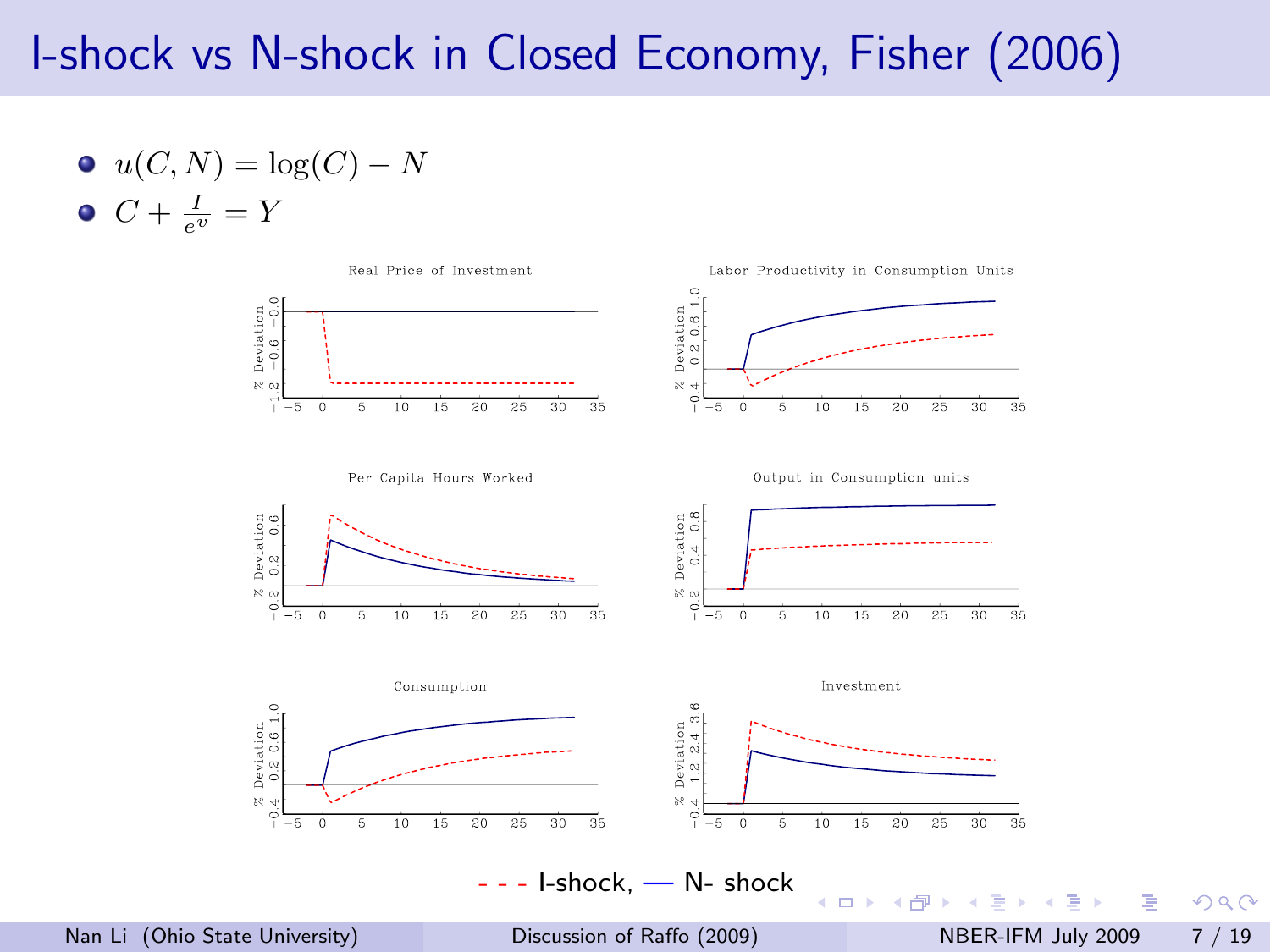# I-shock vs N-shock in Closed Economy, Fisher (2006)

- $u(C, N) = \log(C) - N$
- $C + \frac{I}{e^v} = Y$

Real Price of Investment

Labor Productivity in Consumption Units

Per Capita Hours Worked

Output in Consumption units

Consumption

Investment

- - - I-shock, — N- shock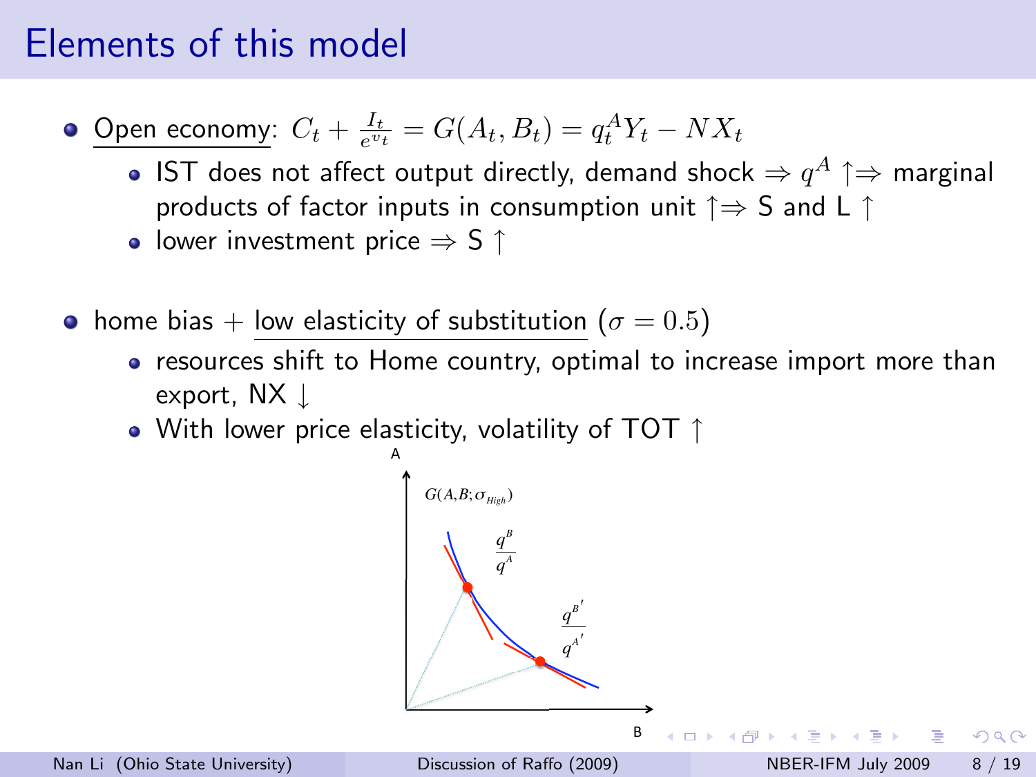# Elements of this model

- Open economy: $C_t + \frac{I_t}{e^{v_t}} = G(A_t, B_t) = q_t^A Y_t - NX_t$
  - IST does not affect output directly, demand shock $\Rightarrow q^A \uparrow \Rightarrow$ marginal products of factor inputs in consumption unit $\uparrow \Rightarrow$ S and L $\uparrow$
  - lower investment price $\Rightarrow$ S $\uparrow$
- home bias + low elasticity of substitution ($\sigma = 0.5$)
  - resources shift to Home country, optimal to increase import more than export, NX $\downarrow$
  - With lower price elasticity, volatility of TOT $\uparrow$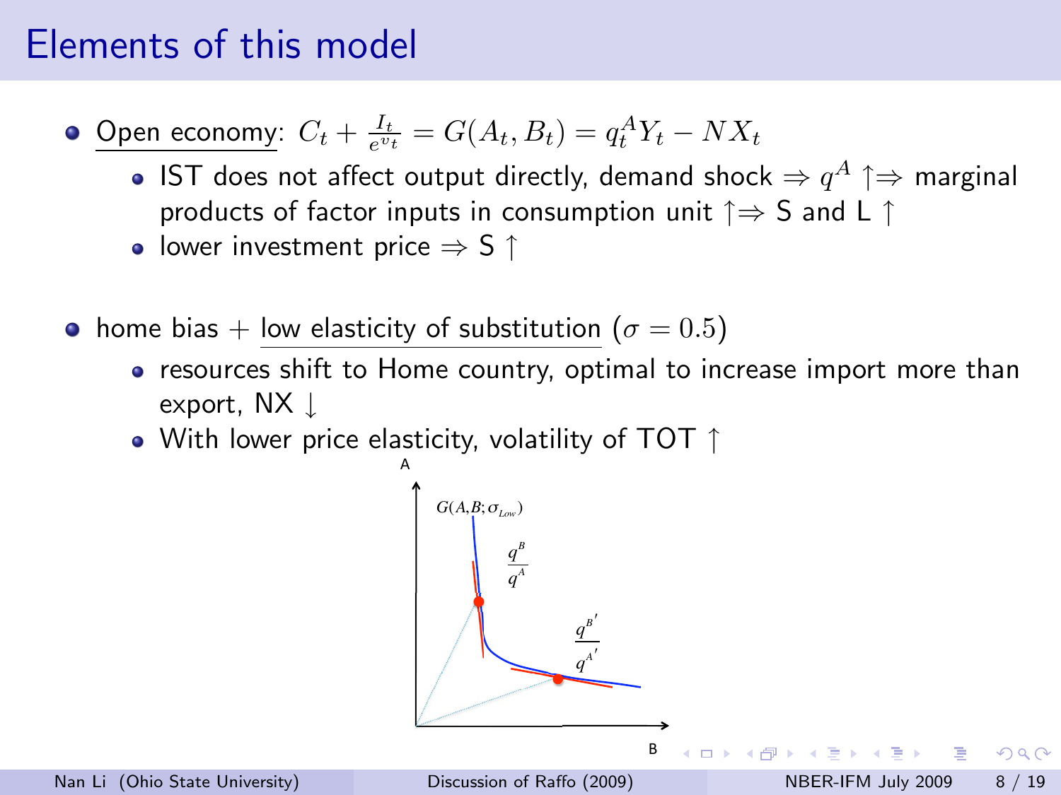# Elements of this model

- Open economy: $C_t + \frac{I_t}{e^{v_t}} = G(A_t, B_t) = q_t^A Y_t - NX_t$
  - IST does not affect output directly, demand shock $\Rightarrow q^A \uparrow \Rightarrow$ marginal products of factor inputs in consumption unit $\uparrow \Rightarrow$ S and L $\uparrow$
  - lower investment price $\Rightarrow$ S $\uparrow$

- home bias + low elasticity of substitution ($\sigma = 0.5$)
  - resources shift to Home country, optimal to increase import more than export, NX $\downarrow$
  - With lower price elasticity, volatility of TOT $\uparrow$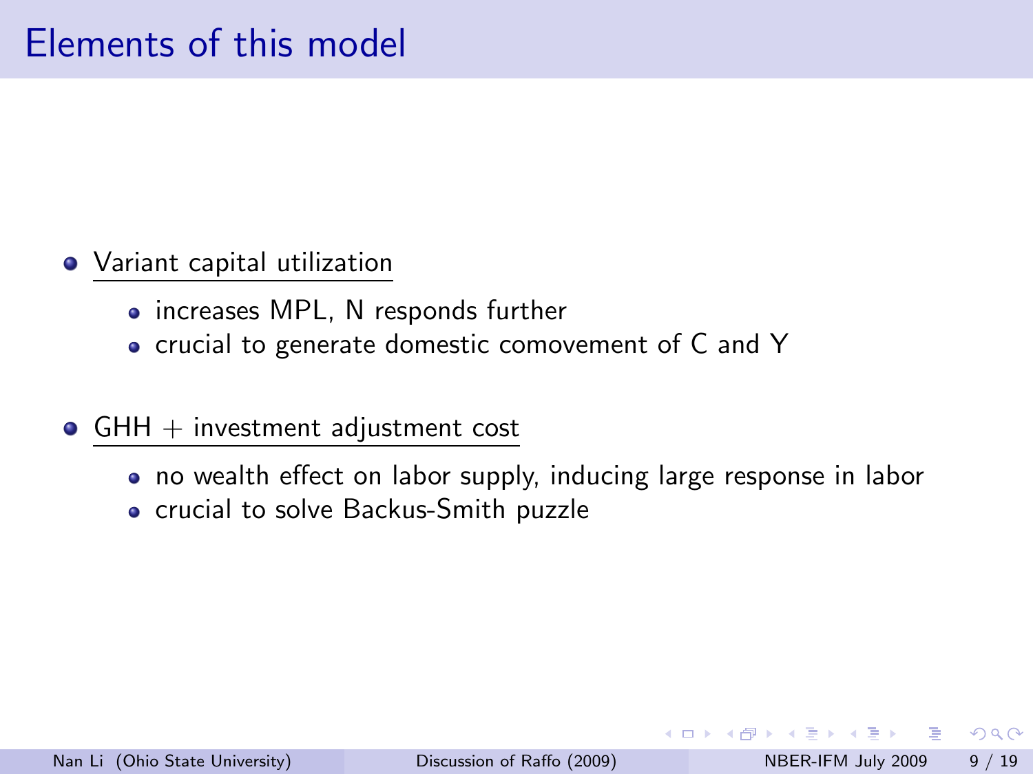# Elements of this model

- Variant capital utilization
  - increases MPL, N responds further
  - crucial to generate domestic comovement of C and Y
- GHH + investment adjustment cost
  - no wealth effect on labor supply, inducing large response in labor
  - crucial to solve Backus-Smith puzzle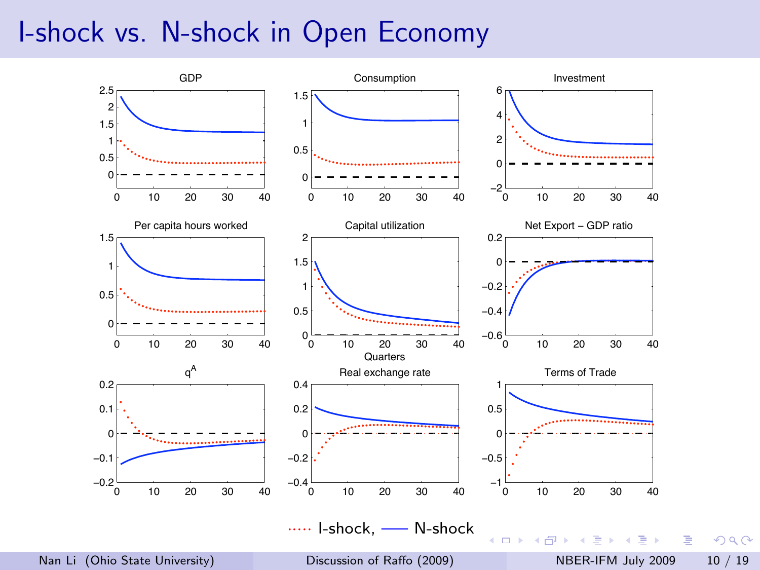# I-shock vs. N-shock in Open Economy

GDP

Consumption

Investment

Per capita hours worked

Capital utilization

Net Export – GDP ratio

Quarters

$q^A$

Real exchange rate

Terms of Trade

I-shock, —— N-shock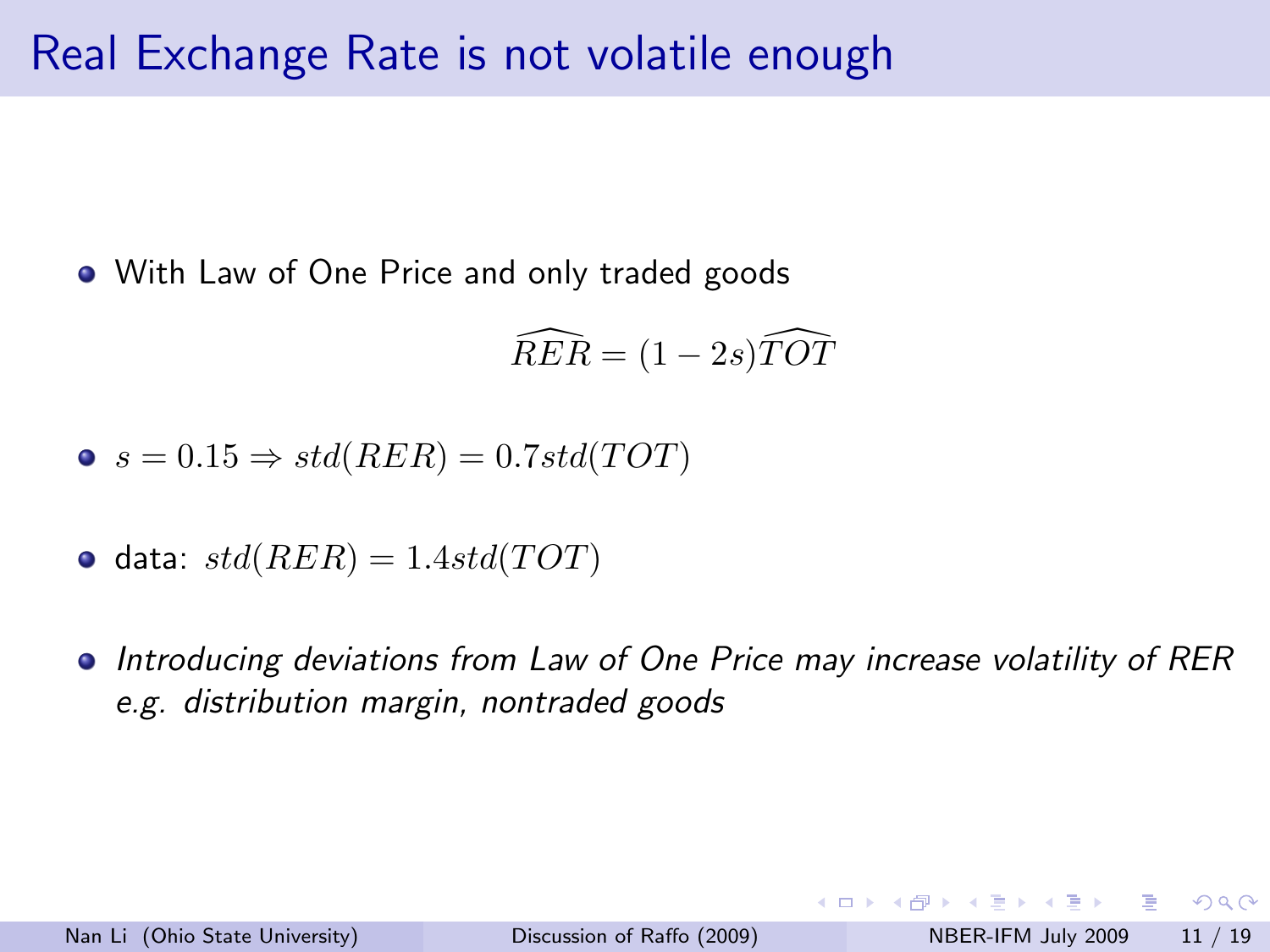# Real Exchange Rate is not volatile enough

- With Law of One Price and only traded goods

$$\widehat{RER} = (1 - 2s)\widehat{TOT}$$

- $s = 0.15 \Rightarrow std(RER) = 0.7 std(TOT)$

- data: $std(RER) = 1.4 std(TOT)$

- *Introducing deviations from Law of One Price may increase volatility of RER e.g. distribution margin, nontraded goods*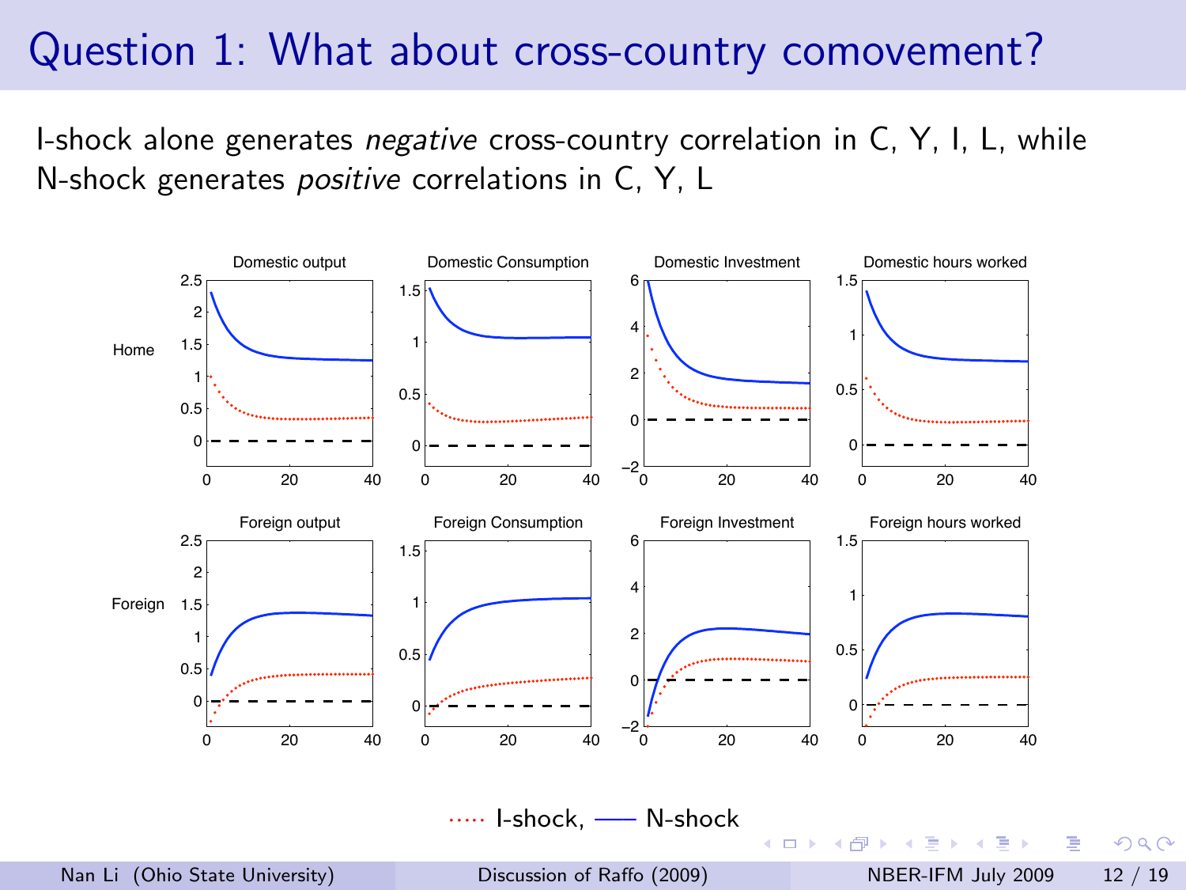# Question 1: What about cross-country comovement?

I-shock alone generates *negative* cross-country correlation in C, Y, I, L, while N-shock generates *positive* correlations in C, Y, L

····· I-shock, —— N-shock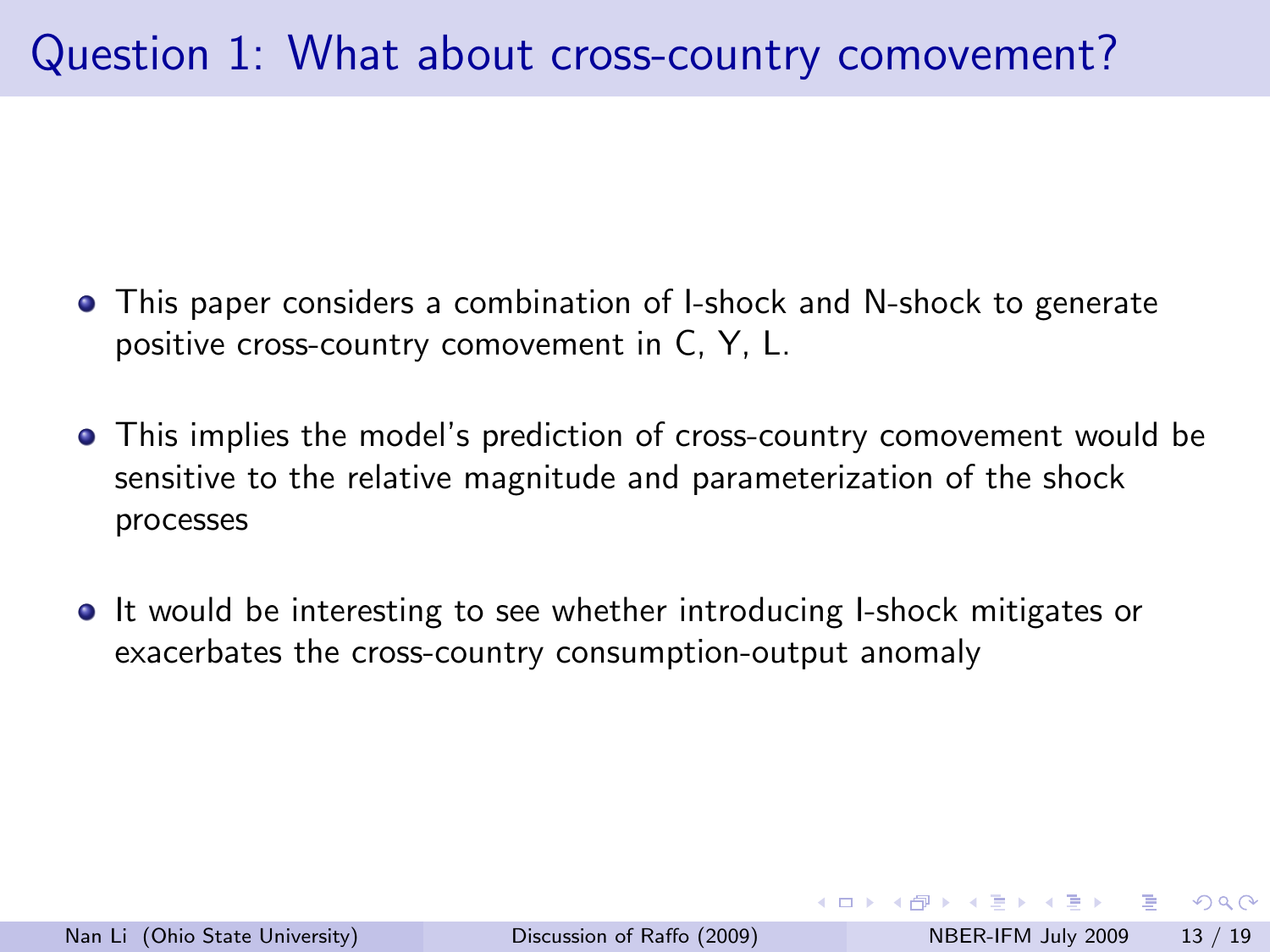# Question 1: What about cross-country comovement?

- This paper considers a combination of I-shock and N-shock to generate positive cross-country comovement in C, Y, L.
- This implies the model's prediction of cross-country comovement would be sensitive to the relative magnitude and parameterization of the shock processes
- It would be interesting to see whether introducing I-shock mitigates or exacerbates the cross-country consumption-output anomaly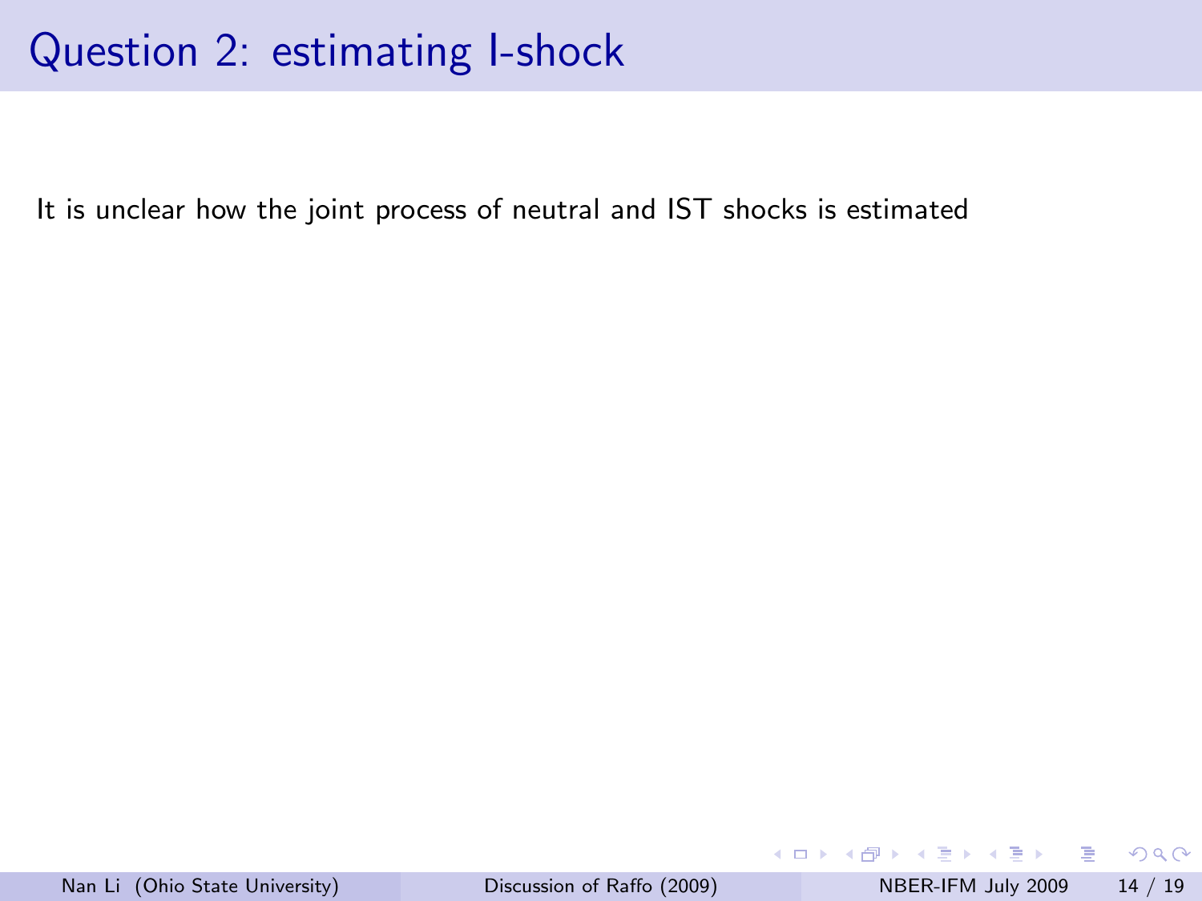# Question 2: estimating I-shock

It is unclear how the joint process of neutral and IST shocks is estimated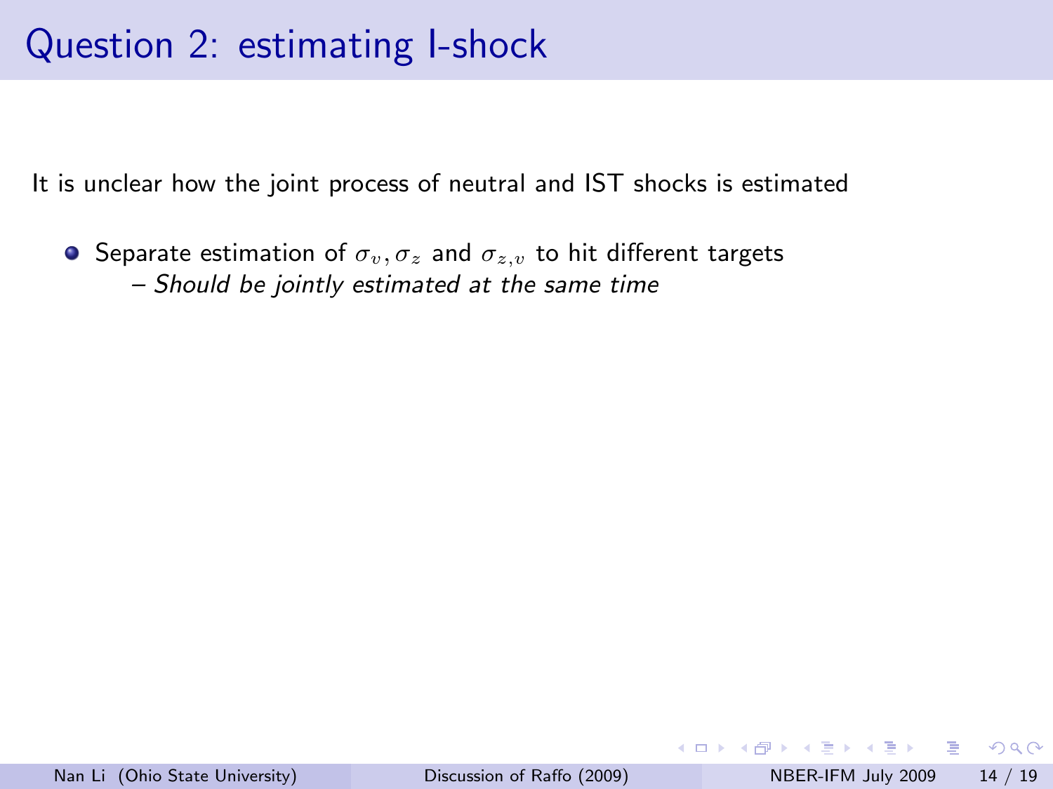# Question 2: estimating I-shock

It is unclear how the joint process of neutral and IST shocks is estimated

- Separate estimation of $\sigma_v, \sigma_z$ and $\sigma_{z,v}$ to hit different targets
  – *Should be jointly estimated at the same time*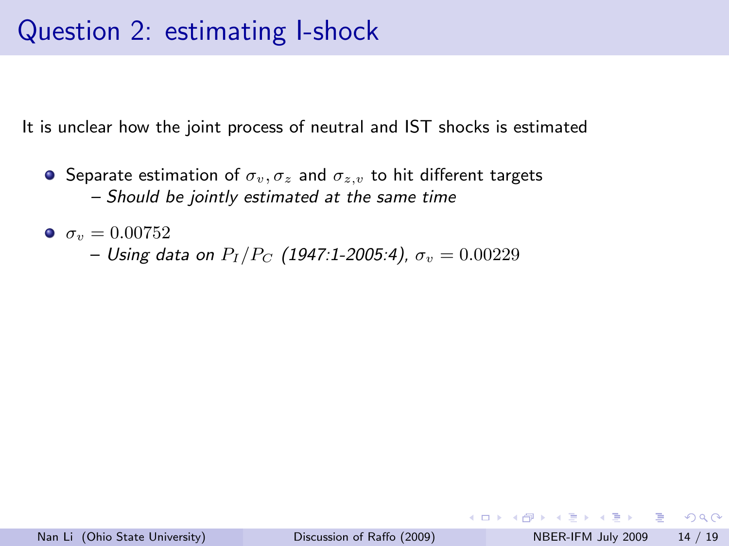# Question 2: estimating I-shock

It is unclear how the joint process of neutral and IST shocks is estimated

- Separate estimation of $\sigma_v, \sigma_z$ and $\sigma_{z,v}$ to hit different targets
  – *Should be jointly estimated at the same time*
- $\sigma_v = 0.00752$
  – *Using data on $P_I/P_C$ (1947:1-2005:4), $\sigma_v = 0.00229$*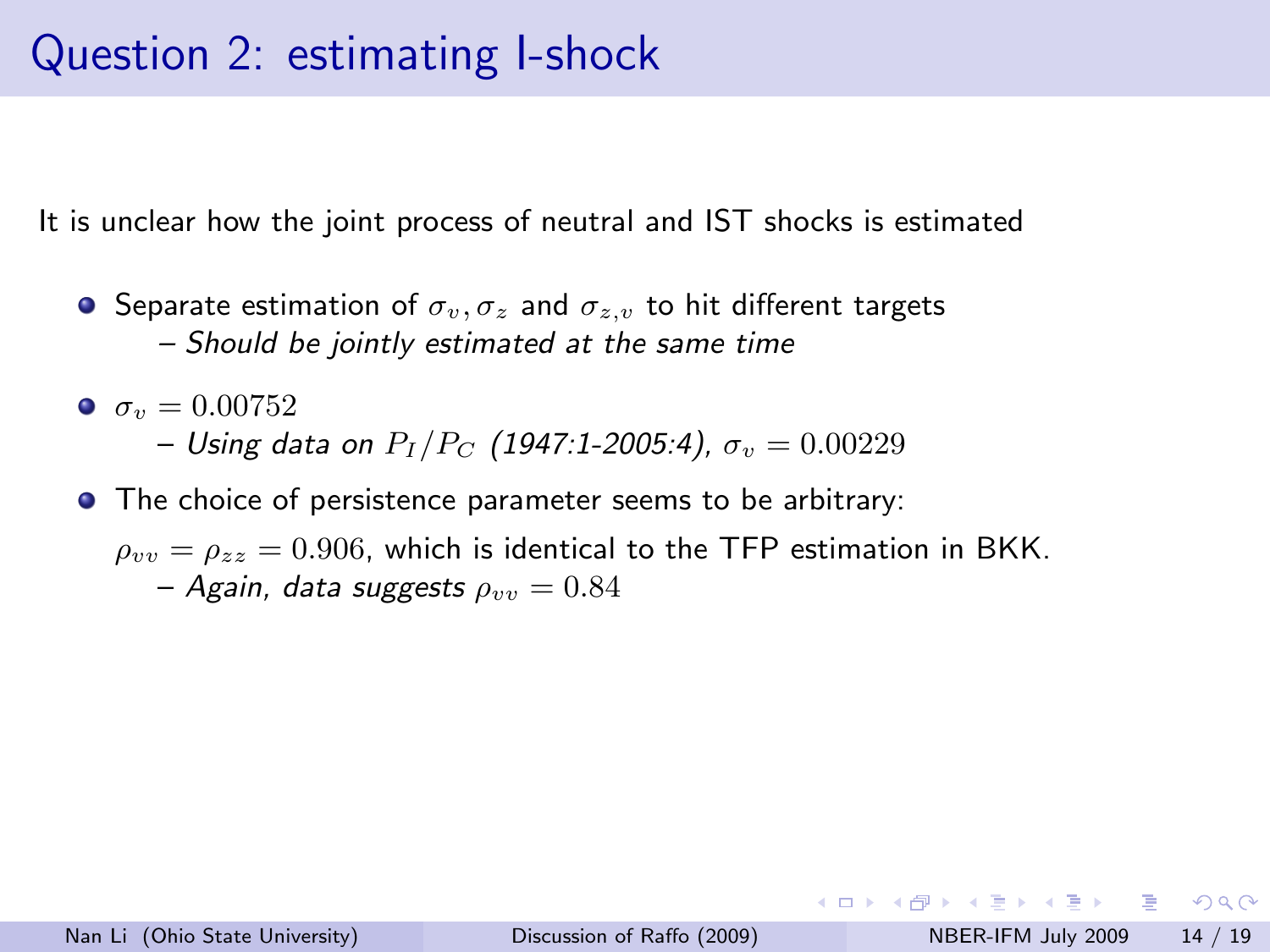# Question 2: estimating I-shock

It is unclear how the joint process of neutral and IST shocks is estimated

- Separate estimation of $\sigma_v, \sigma_z$ and $\sigma_{z,v}$ to hit different targets
  - *Should be jointly estimated at the same time*
- $\sigma_v = 0.00752$
  - *Using data on $P_I/P_C$ (1947:1-2005:4), $\sigma_v = 0.00229$*
- The choice of persistence parameter seems to be arbitrary:

  $\rho_{vv} = \rho_{zz} = 0.906$, which is identical to the TFP estimation in BKK.
  - *Again, data suggests $\rho_{vv} = 0.84$*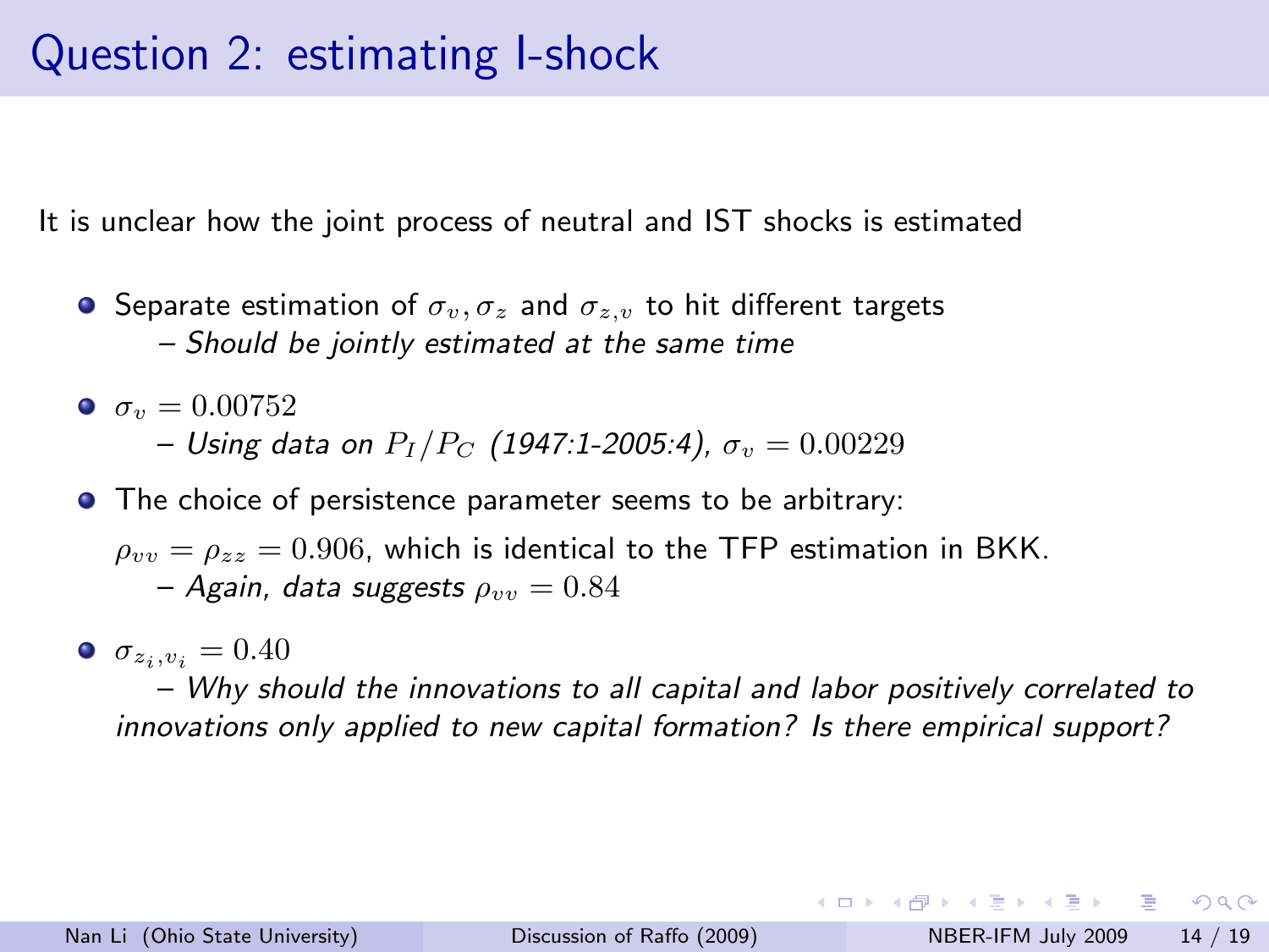# Question 2: estimating I-shock

It is unclear how the joint process of neutral and IST shocks is estimated

- Separate estimation of $\sigma_v, \sigma_z$ and $\sigma_{z,v}$ to hit different targets
  - *– Should be jointly estimated at the same time*
- $\sigma_v = 0.00752$
  - *– Using data on $P_I/P_C$ (1947:1-2005:4), $\sigma_v = 0.00229$*
- The choice of persistence parameter seems to be arbitrary:

  $\rho_{vv} = \rho_{zz} = 0.906$, which is identical to the TFP estimation in BKK.
  - *– Again, data suggests $\rho_{vv} = 0.84$*
- $\sigma_{z_i, v_i} = 0.40$
  - *– Why should the innovations to all capital and labor positively correlated to innovations only applied to new capital formation? Is there empirical support?*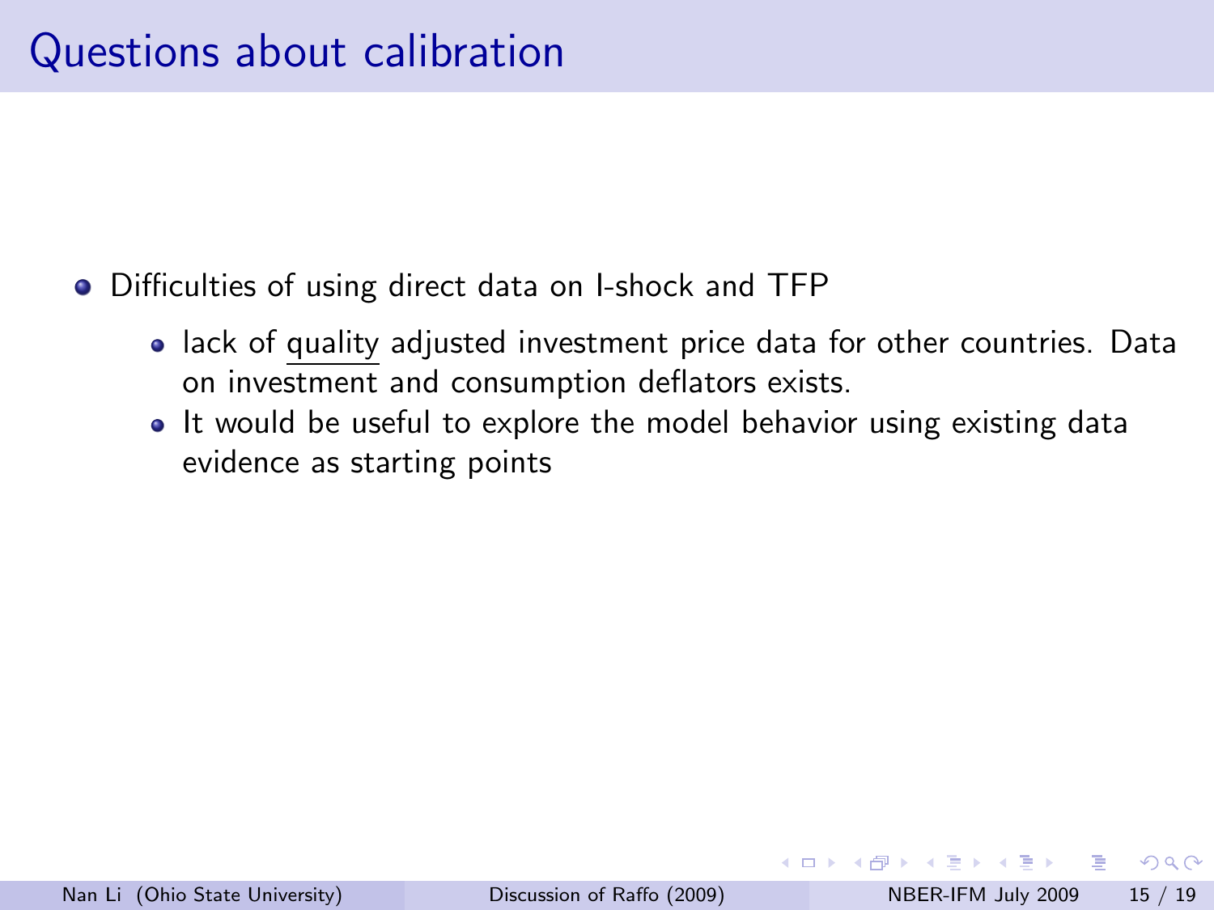# Questions about calibration

- Difficulties of using direct data on I-shock and TFP
  - lack of quality adjusted investment price data for other countries. Data on investment and consumption deflators exists.
  - It would be useful to explore the model behavior using existing data evidence as starting points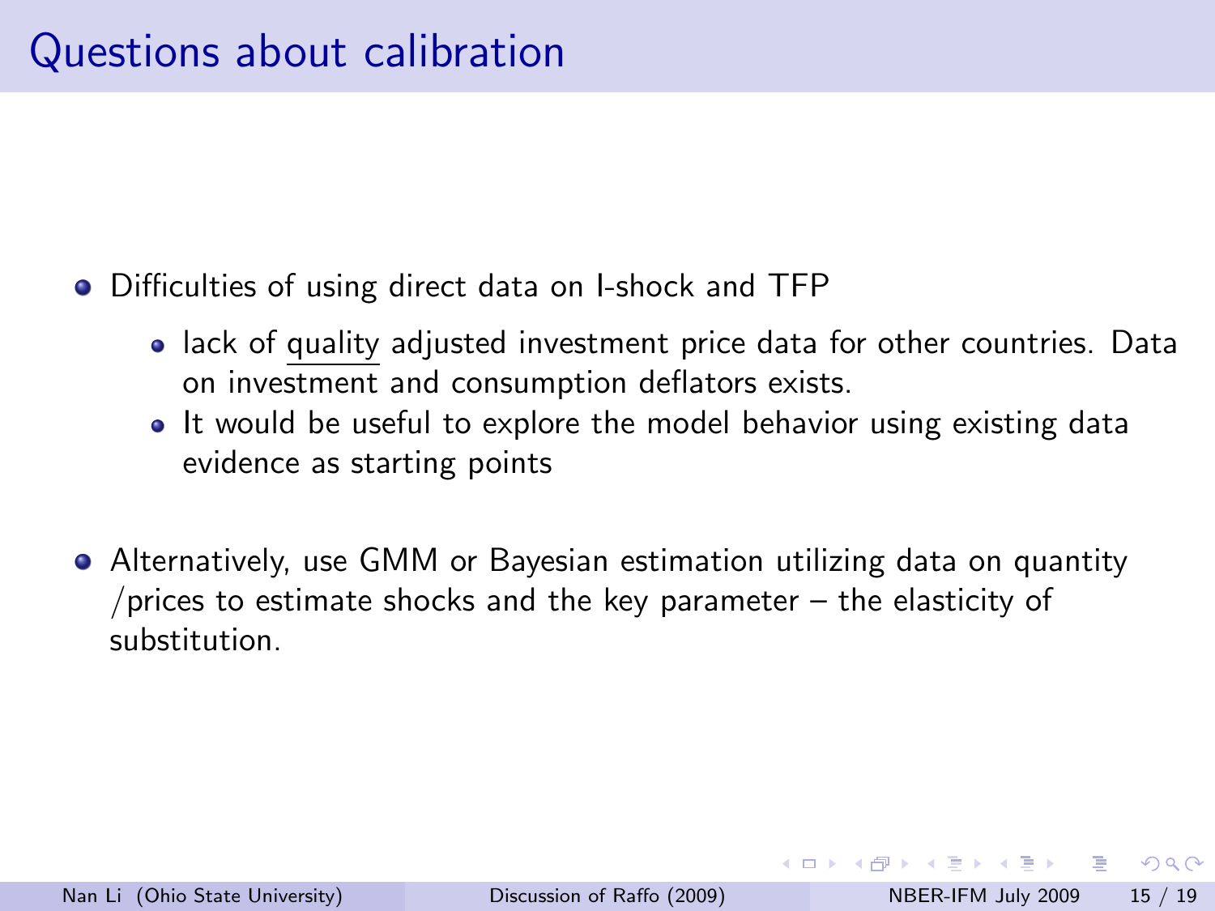# Questions about calibration

- Difficulties of using direct data on I-shock and TFP
  - lack of quality adjusted investment price data for other countries. Data on investment and consumption deflators exists.
  - It would be useful to explore the model behavior using existing data evidence as starting points
- Alternatively, use GMM or Bayesian estimation utilizing data on quantity /prices to estimate shocks and the key parameter – the elasticity of substitution.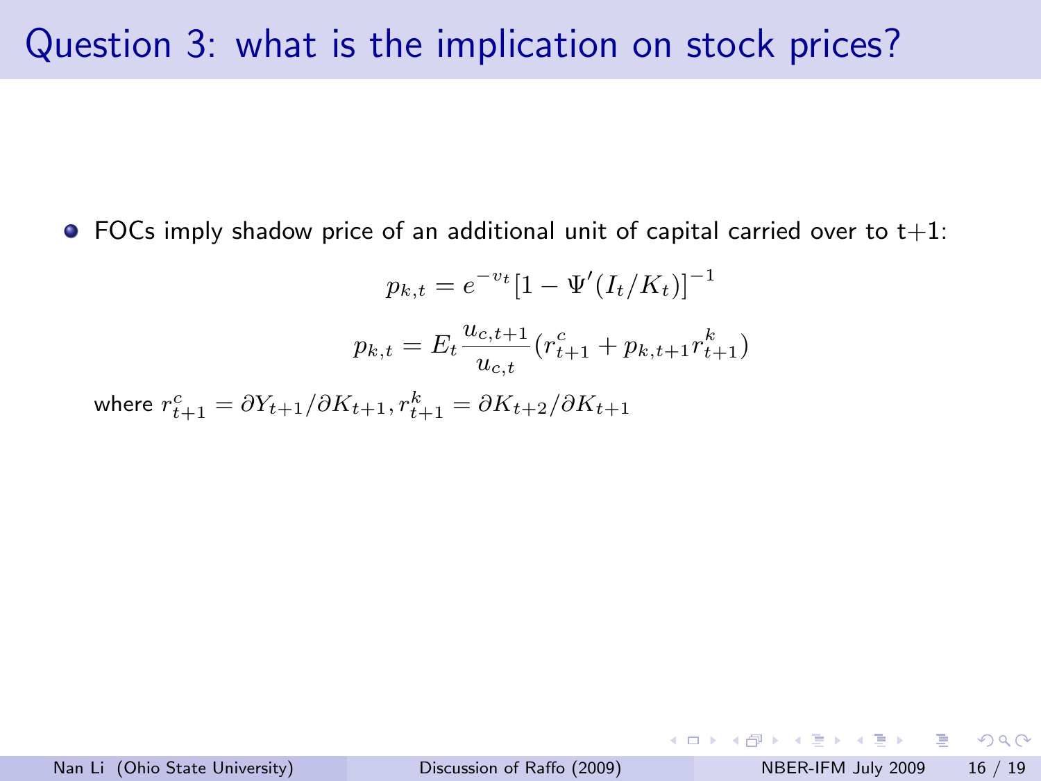# Question 3: what is the implication on stock prices?

- FOCs imply shadow price of an additional unit of capital carried over to t+1:

$$p_{k,t} = e^{-v_t}[1 - \Psi'(I_t/K_t)]^{-1}$$

$$p_{k,t} = E_t \frac{u_{c,t+1}}{u_{c,t}} (r^c_{t+1} + p_{k,t+1} r^k_{t+1})$$

where $r^c_{t+1} = \partial Y_{t+1}/\partial K_{t+1}, r^k_{t+1} = \partial K_{t+2}/\partial K_{t+1}$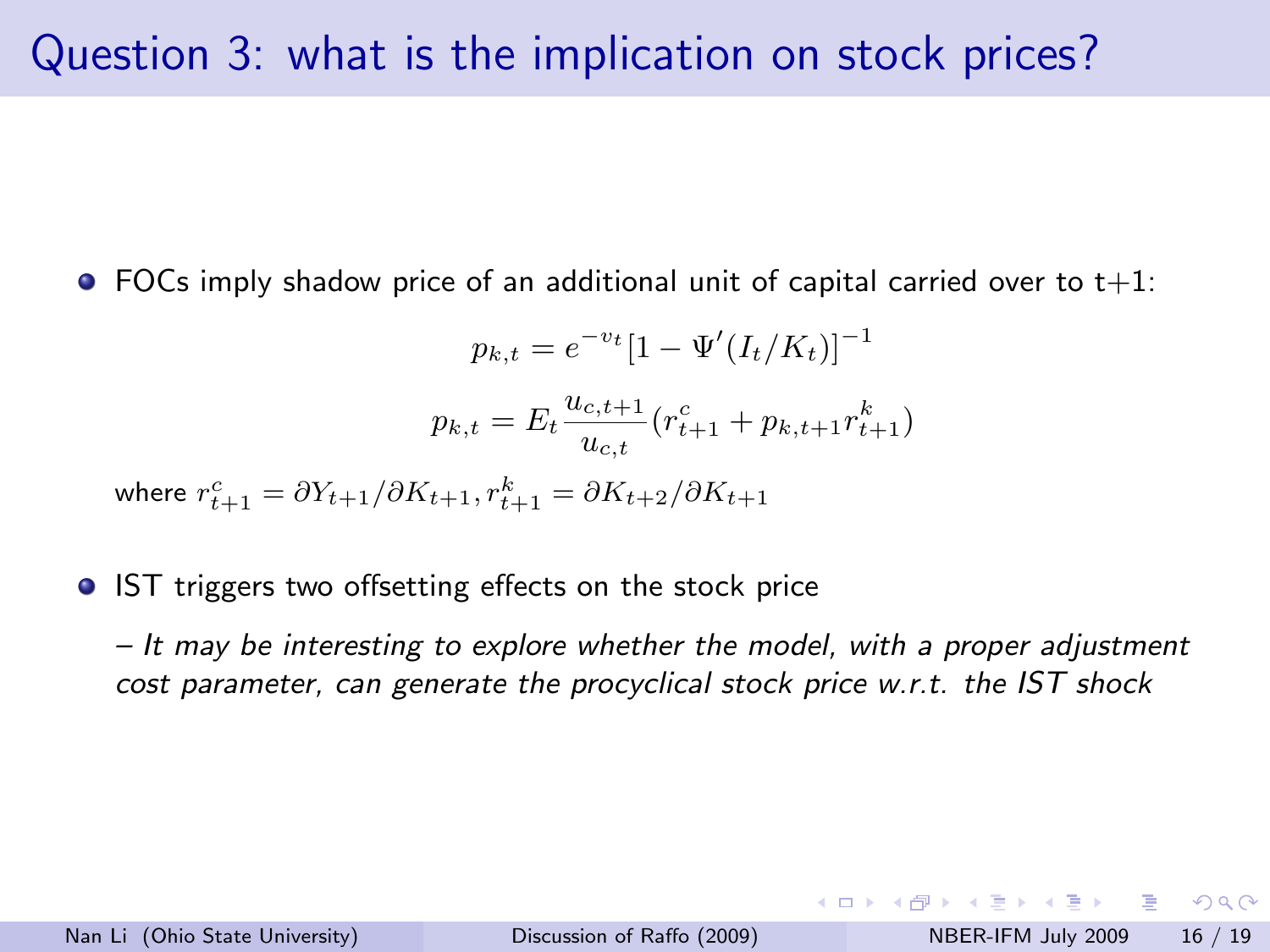# Question 3: what is the implication on stock prices?

- FOCs imply shadow price of an additional unit of capital carried over to t+1:

$$p_{k,t} = e^{-v_t}[1 - \Psi'(I_t/K_t)]^{-1}$$

$$p_{k,t} = E_t \frac{u_{c,t+1}}{u_{c,t}}(r^c_{t+1} + p_{k,t+1} r^k_{t+1})$$

where $r^c_{t+1} = \partial Y_{t+1}/\partial K_{t+1}, r^k_{t+1} = \partial K_{t+2}/\partial K_{t+1}$

- IST triggers two offsetting effects on the stock price

  – *It may be interesting to explore whether the model, with a proper adjustment cost parameter, can generate the procyclical stock price w.r.t. the IST shock*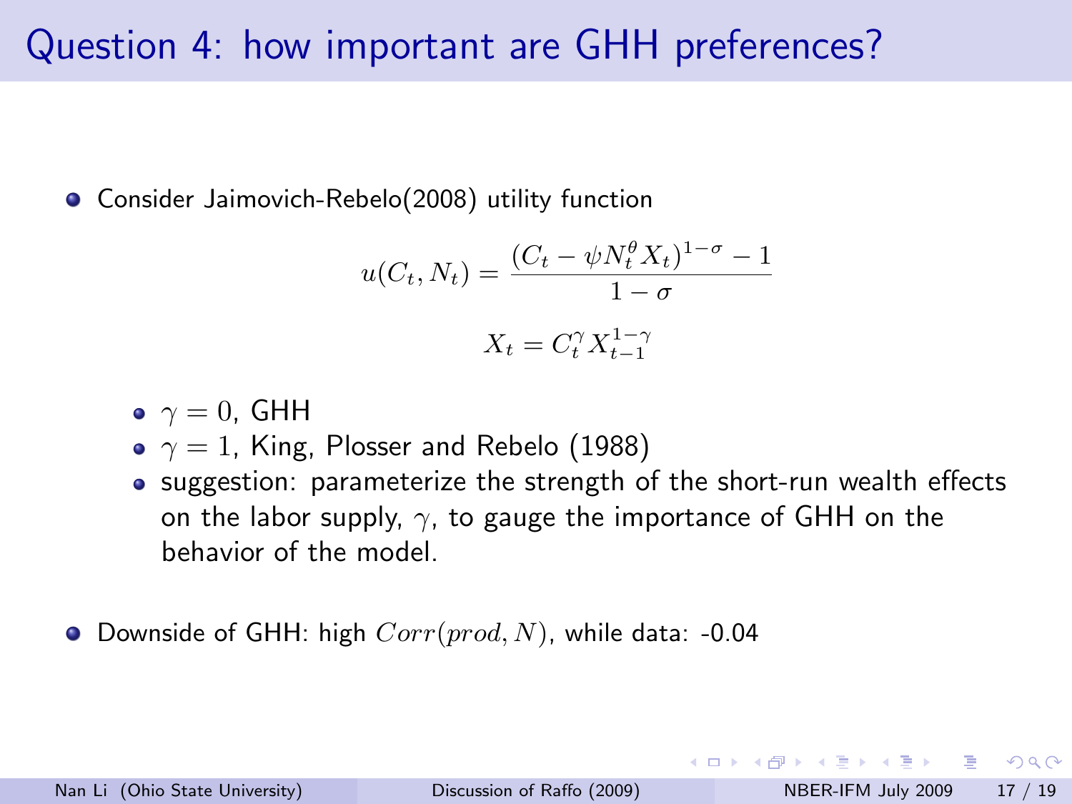# Question 4: how important are GHH preferences?

- Consider Jaimovich-Rebelo(2008) utility function

$$u(C_t, N_t) = \frac{(C_t - \psi N_t^{\theta} X_t)^{1-\sigma} - 1}{1-\sigma}$$

$$X_t = C_t^{\gamma} X_{t-1}^{1-\gamma}$$

  - $\gamma = 0$, GHH
  - $\gamma = 1$, King, Plosser and Rebelo (1988)
  - suggestion: parameterize the strength of the short-run wealth effects on the labor supply, $\gamma$, to gauge the importance of GHH on the behavior of the model.

- Downside of GHH: high $Corr(prod, N)$, while data: -0.04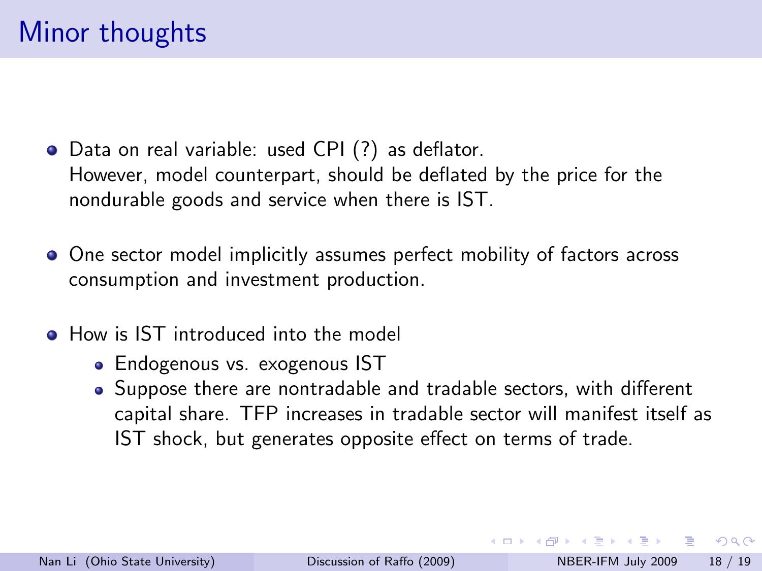# Minor thoughts

- Data on real variable: used CPI (?) as deflator.
  However, model counterpart, should be deflated by the price for the nondurable goods and service when there is IST.
- One sector model implicitly assumes perfect mobility of factors across consumption and investment production.
- How is IST introduced into the model
  - Endogenous vs. exogenous IST
  - Suppose there are nontradable and tradable sectors, with different capital share. TFP increases in tradable sector will manifest itself as IST shock, but generates opposite effect on terms of trade.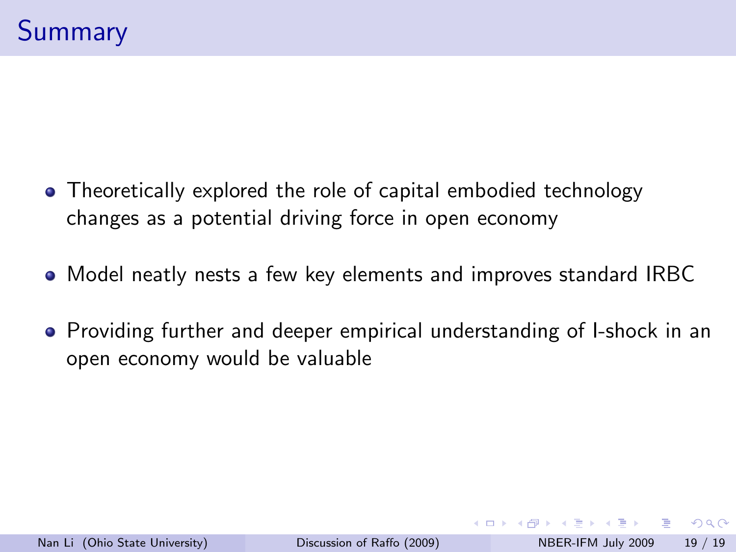# Summary

- Theoretically explored the role of capital embodied technology changes as a potential driving force in open economy
- Model neatly nests a few key elements and improves standard IRBC
- Providing further and deeper empirical understanding of I-shock in an open economy would be valuable